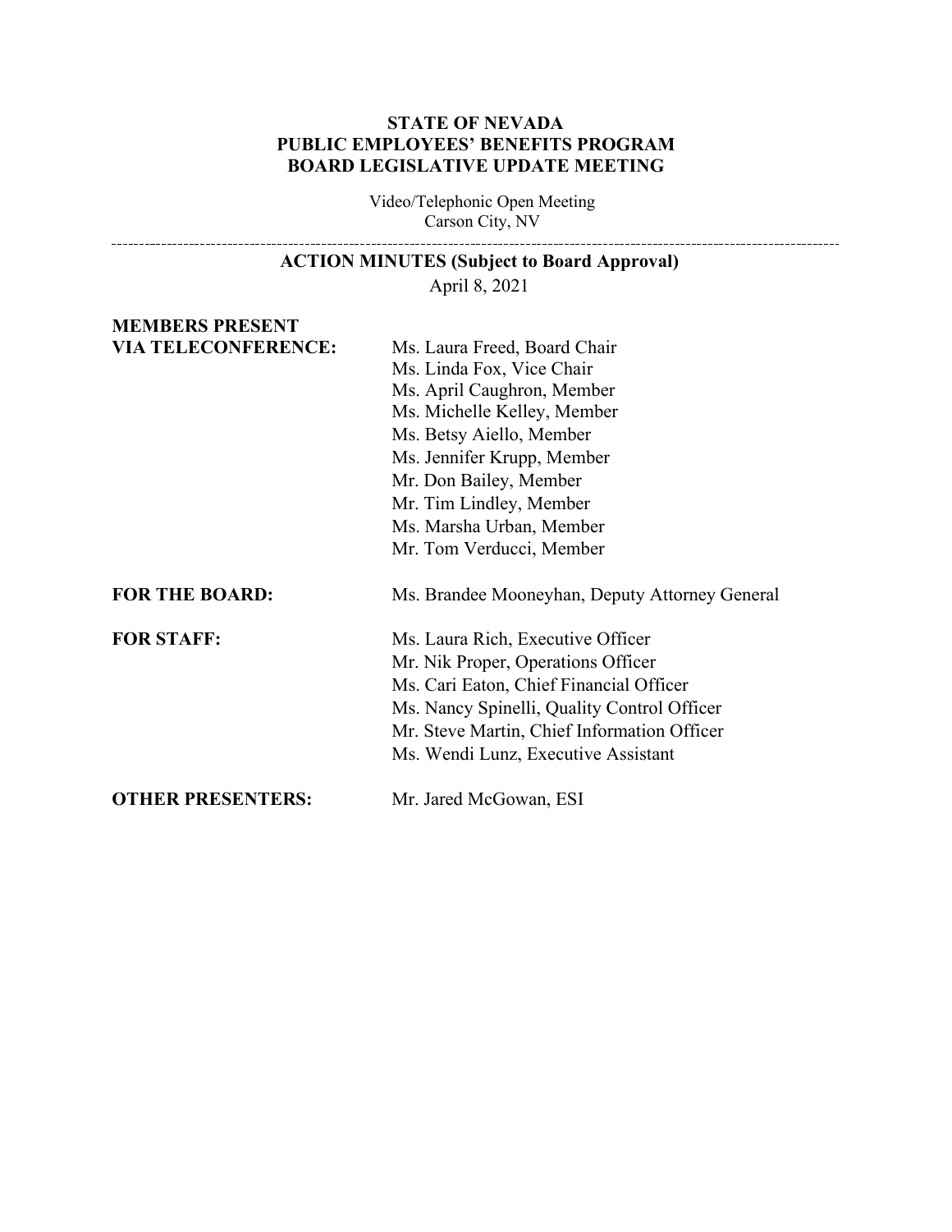# STATE OF NEVADA
# PUBLIC EMPLOYEES' BENEFITS PROGRAM
# BOARD LEGISLATIVE UPDATE MEETING

Video/Telephonic Open Meeting
Carson City, NV

---

## ACTION MINUTES (Subject to Board Approval)

April 8, 2021

**MEMBERS PRESENT VIA TELECONFERENCE:**
Ms. Laura Freed, Board Chair
Ms. Linda Fox, Vice Chair
Ms. April Caughron, Member
Ms. Michelle Kelley, Member
Ms. Betsy Aiello, Member
Ms. Jennifer Krupp, Member
Mr. Don Bailey, Member
Mr. Tim Lindley, Member
Ms. Marsha Urban, Member
Mr. Tom Verducci, Member

**FOR THE BOARD:**
Ms. Brandee Mooneyhan, Deputy Attorney General

**FOR STAFF:**
Ms. Laura Rich, Executive Officer
Mr. Nik Proper, Operations Officer
Ms. Cari Eaton, Chief Financial Officer
Ms. Nancy Spinelli, Quality Control Officer
Mr. Steve Martin, Chief Information Officer
Ms. Wendi Lunz, Executive Assistant

**OTHER PRESENTERS:**
Mr. Jared McGowan, ESI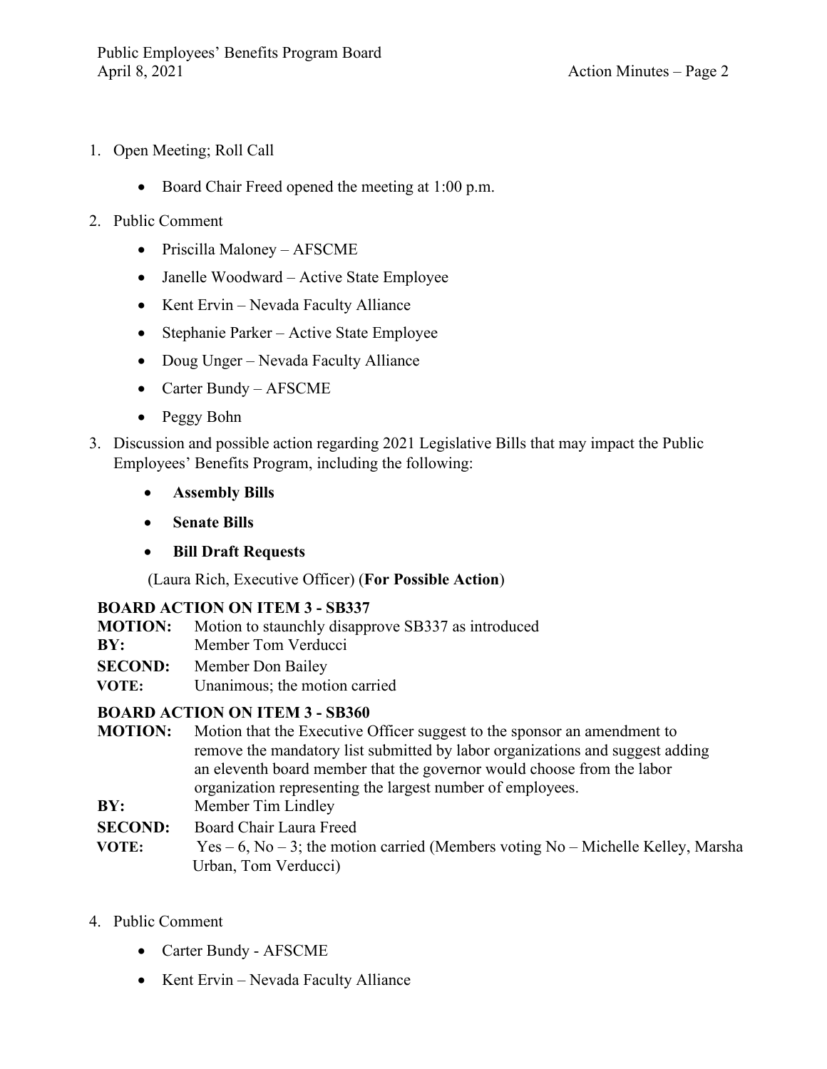1. Open Meeting; Roll Call

   - Board Chair Freed opened the meeting at 1:00 p.m.

2. Public Comment

   - Priscilla Maloney – AFSCME
   - Janelle Woodward – Active State Employee
   - Kent Ervin – Nevada Faculty Alliance
   - Stephanie Parker – Active State Employee
   - Doug Unger – Nevada Faculty Alliance
   - Carter Bundy – AFSCME
   - Peggy Bohn

3. Discussion and possible action regarding 2021 Legislative Bills that may impact the Public Employees' Benefits Program, including the following:

   - **Assembly Bills**
   - **Senate Bills**
   - **Bill Draft Requests**

   (Laura Rich, Executive Officer) (**For Possible Action**)

**BOARD ACTION ON ITEM 3 - SB337**

**MOTION:** Motion to staunchly disapprove SB337 as introduced
**BY:** Member Tom Verducci
**SECOND:** Member Don Bailey
**VOTE:** Unanimous; the motion carried

**BOARD ACTION ON ITEM 3 - SB360**

**MOTION:** Motion that the Executive Officer suggest to the sponsor an amendment to remove the mandatory list submitted by labor organizations and suggest adding an eleventh board member that the governor would choose from the labor organization representing the largest number of employees.
**BY:** Member Tim Lindley
**SECOND:** Board Chair Laura Freed
**VOTE:** Yes – 6, No – 3; the motion carried (Members voting No – Michelle Kelley, Marsha Urban, Tom Verducci)

4. Public Comment

   - Carter Bundy - AFSCME
   - Kent Ervin – Nevada Faculty Alliance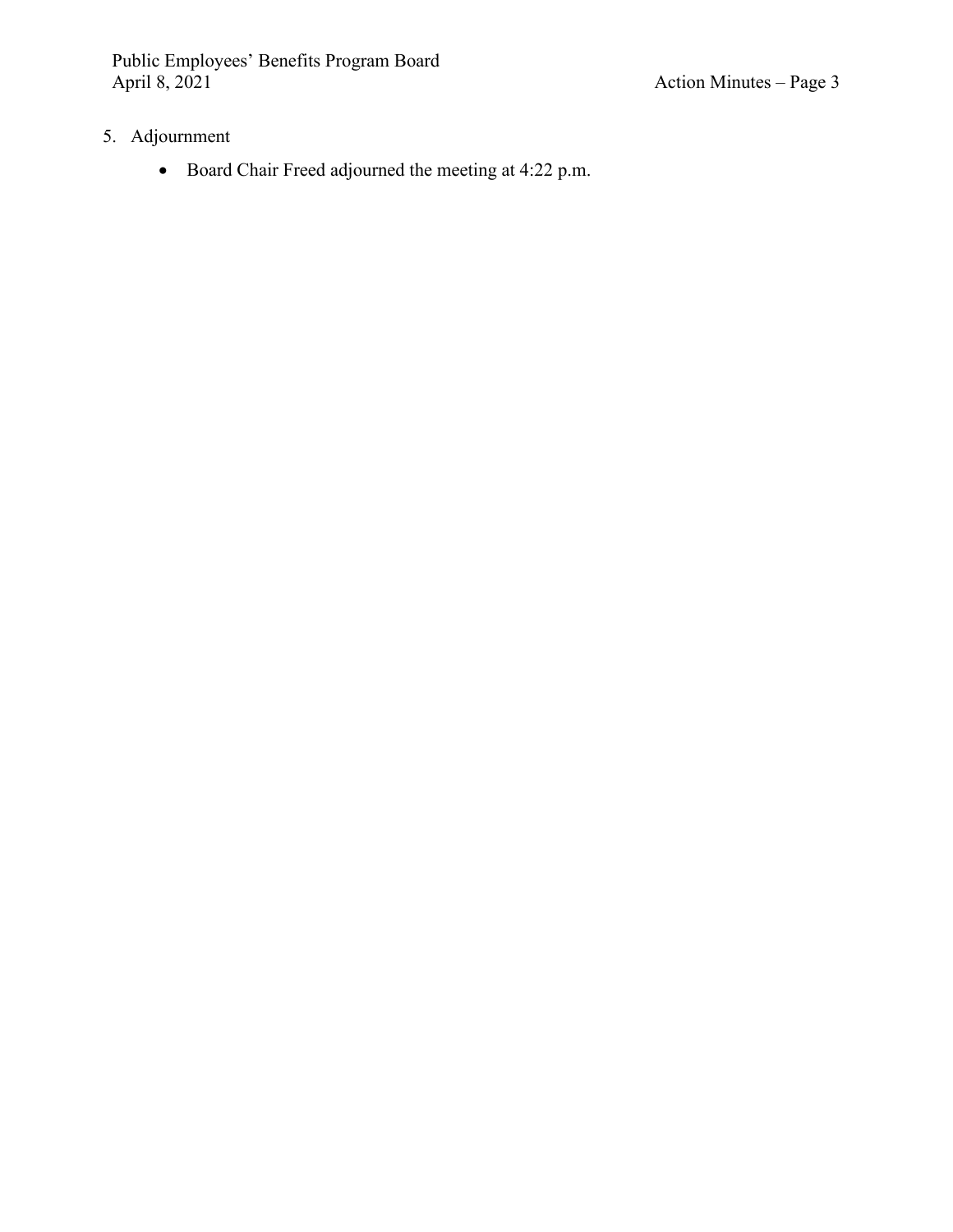5. Adjournment

    - Board Chair Freed adjourned the meeting at 4:22 p.m.